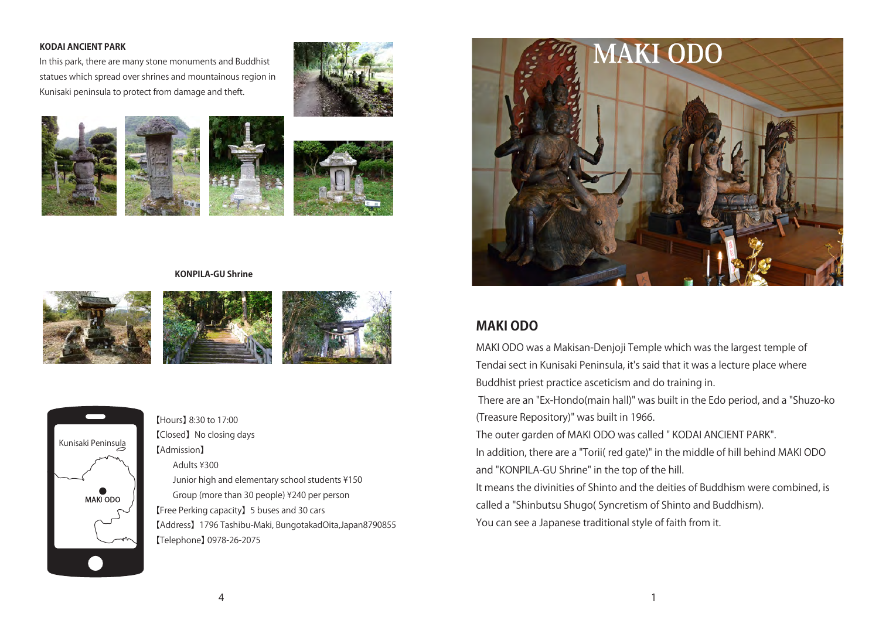**KODAI ANCIENT PARK**

In this park, there are many stone monuments and Buddhist statues which spread over shrines and mountainous region in Kunisaki peninsula to protect from damage and theft.

**KONPILA-GU Shrine**

Kunisaki Peninsula

MAKI ODO

【Hours】8:30 to 17:00
【Closed】No closing days
【Admission】
Adults ¥300
Junior high and elementary school students ¥150
Group (more than 30 people) ¥240 per person
【Free Perking capacity】5 buses and 30 cars
【Address】1796 Tashibu-Maki, BungotakadOita,Japan8790855
【Telephone】0978-26-2075

# MAKI ODO

## MAKI ODO

MAKI ODO was a Makisan-Denjoji Temple which was the largest temple of Tendai sect in Kunisaki Peninsula, it's said that it was a lecture place where Buddhist priest practice asceticism and do training in.

There are an "Ex-Hondo(main hall)" was built in the Edo period, and a "Shuzo-ko (Treasure Repository)" was built in 1966.

The outer garden of MAKI ODO was called " KODAI ANCIENT PARK".

In addition, there are a "Torii( red gate)" in the middle of hill behind MAKI ODO and "KONPILA-GU Shrine" in the top of the hill.

It means the divinities of Shinto and the deities of Buddhism were combined, is called a "Shinbutsu Shugo( Syncretism of Shinto and Buddhism).

You can see a Japanese traditional style of faith from it.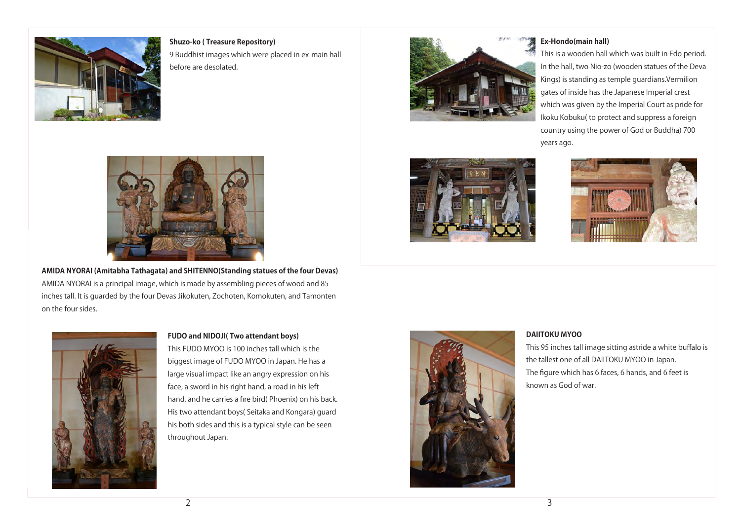### Shuzo-ko ( Treasure Repository)

9 Buddhist images which were placed in ex-main hall before are desolated.

### AMIDA NYORAI (Amitabha Tathagata) and SHITENNO(Standing statues of the four Devas)

AMIDA NYORAI is a principal image, which is made by assembling pieces of wood and 85 inches tall. It is guarded by the four Devas Jikokuten, Zochoten, Komokuten, and Tamonten on the four sides.

### FUDO and NIDOJI( Two attendant boys)

This FUDO MYOO is 100 inches tall which is the biggest image of FUDO MYOO in Japan. He has a large visual impact like an angry expression on his face, a sword in his right hand, a road in his left hand, and he carries a fire bird( Phoenix) on his back. His two attendant boys( Seitaka and Kongara) guard his both sides and this is a typical style can be seen throughout Japan.

### Ex-Hondo(main hall)

This is a wooden hall which was built in Edo period. In the hall, two Nio-zo (wooden statues of the Deva Kings) is standing as temple guardians.Vermilion gates of inside has the Japanese Imperial crest which was given by the Imperial Court as pride for Ikoku Kobuku( to protect and suppress a foreign country using the power of God or Buddha) 700 years ago.

### DAIITOKU MYOO

This 95 inches tall image sitting astride a white buffalo is the tallest one of all DAIITOKU MYOO in Japan.
The figure which has 6 faces, 6 hands, and 6 feet is known as God of war.